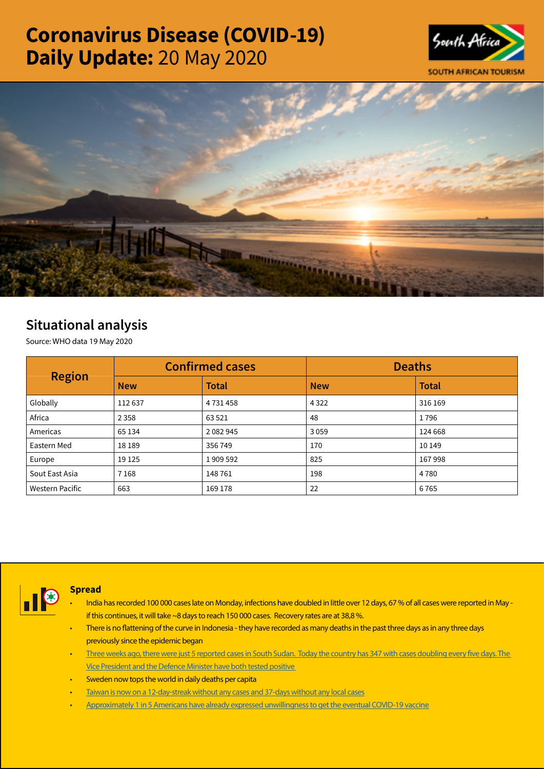# Coronavirus Disease (COVID-19) Daily Update: 20 May 2020

SOUTH AFRICAN TOURISM

## Situational analysis

Source: WHO data 19 May 2020

| Region | Confirmed cases | | Deaths | |
|---|---|---|---|---|
| | New | Total | New | Total |
| Globally | 112 637 | 4 731 458 | 4 322 | 316 169 |
| Africa | 2 358 | 63 521 | 48 | 1 796 |
| Americas | 65 134 | 2 082 945 | 3 059 | 124 668 |
| Eastern Med | 18 189 | 356 749 | 170 | 10 149 |
| Europe | 19 125 | 1 909 592 | 825 | 167 998 |
| Sout East Asia | 7 168 | 148 761 | 198 | 4 780 |
| Western Pacific | 663 | 169 178 | 22 | 6 765 |

### Spread

- India has recorded 100 000 cases late on Monday, infections have doubled in little over 12 days, 67 % of all cases were reported in May - if this continues, it will take ~8 days to reach 150 000 cases. Recovery rates are at 38,8 %.
- There is no flattening of the curve in Indonesia - they have recorded as many deaths in the past three days as in any three days previously since the epidemic began
- Three weeks ago, there were just 5 reported cases in South Sudan. Today the country has 347 with cases doubling every five days. The Vice President and the Defence Minister have both tested positive
- Sweden now tops the world in daily deaths per capita
- Taiwan is now on a 12-day-streak without any cases and 37-days without any local cases
- Approximately 1 in 5 Americans have already expressed unwillingness to get the eventual COVID-19 vaccine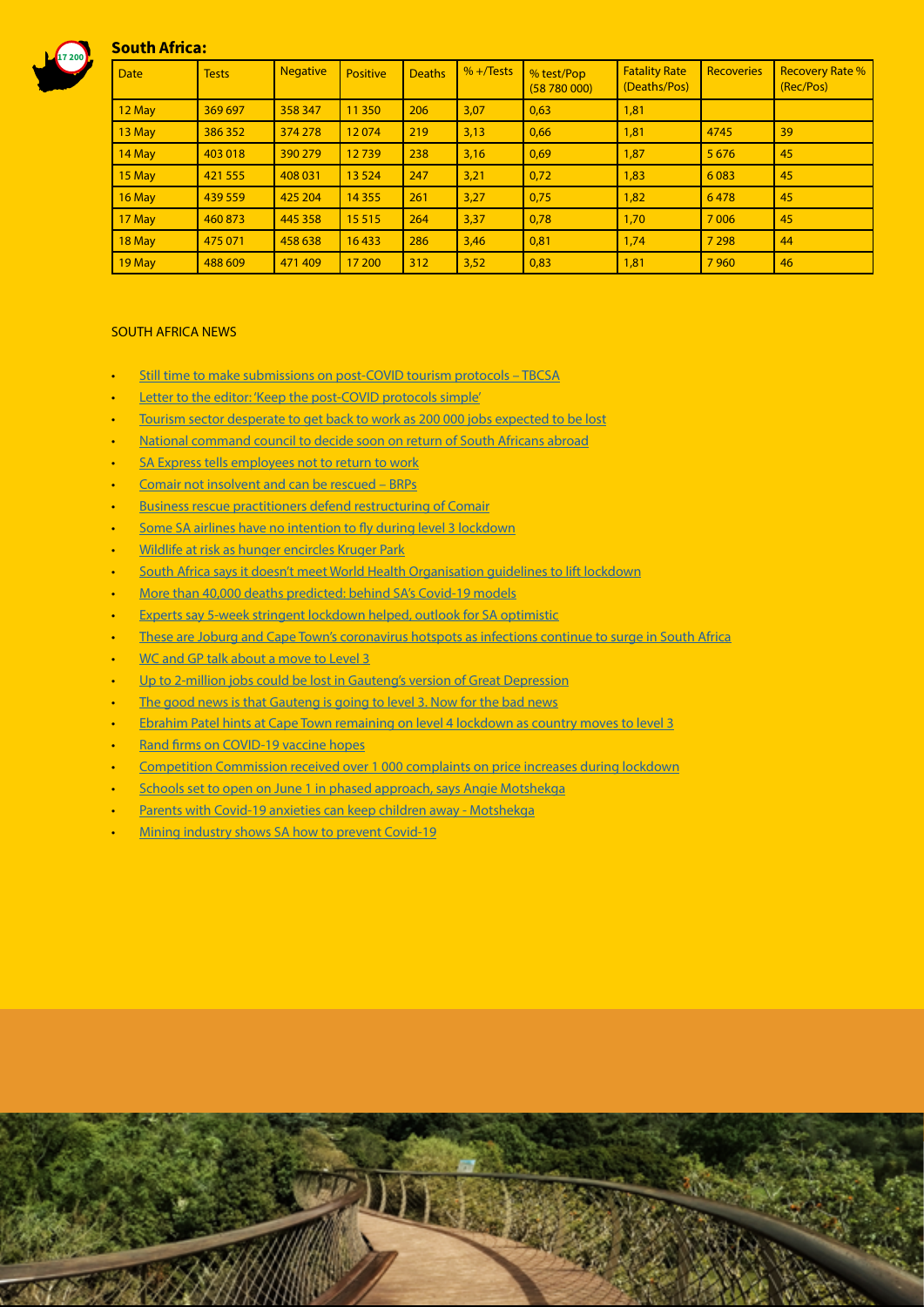## South Africa:

| Date | Tests | Negative | Positive | Deaths | % +/Tests | % test/Pop (58 780 000) | Fatality Rate (Deaths/Pos) | Recoveries | Recovery Rate % (Rec/Pos) |
|---|---|---|---|---|---|---|---|---|---|
| 12 May | 369 697 | 358 347 | 11 350 | 206 | 3,07 | 0,63 | 1,81 | | |
| 13 May | 386 352 | 374 278 | 12 074 | 219 | 3,13 | 0,66 | 1,81 | 4745 | 39 |
| 14 May | 403 018 | 390 279 | 12 739 | 238 | 3,16 | 0,69 | 1,87 | 5 676 | 45 |
| 15 May | 421 555 | 408 031 | 13 524 | 247 | 3,21 | 0,72 | 1,83 | 6 083 | 45 |
| 16 May | 439 559 | 425 204 | 14 355 | 261 | 3,27 | 0,75 | 1,82 | 6 478 | 45 |
| 17 May | 460 873 | 445 358 | 15 515 | 264 | 3,37 | 0,78 | 1,70 | 7 006 | 45 |
| 18 May | 475 071 | 458 638 | 16 433 | 286 | 3,46 | 0,81 | 1,74 | 7 298 | 44 |
| 19 May | 488 609 | 471 409 | 17 200 | 312 | 3,52 | 0,83 | 1,81 | 7 960 | 46 |

SOUTH AFRICA NEWS

- Still time to make submissions on post-COVID tourism protocols – TBCSA
- Letter to the editor: 'Keep the post-COVID protocols simple'
- Tourism sector desperate to get back to work as 200 000 jobs expected to be lost
- National command council to decide soon on return of South Africans abroad
- SA Express tells employees not to return to work
- Comair not insolvent and can be rescued – BRPs
- Business rescue practitioners defend restructuring of Comair
- Some SA airlines have no intention to fly during level 3 lockdown
- Wildlife at risk as hunger encircles Kruger Park
- South Africa says it doesn't meet World Health Organisation guidelines to lift lockdown
- More than 40,000 deaths predicted: behind SA's Covid-19 models
- Experts say 5-week stringent lockdown helped, outlook for SA optimistic
- These are Joburg and Cape Town's coronavirus hotspots as infections continue to surge in South Africa
- WC and GP talk about a move to Level 3
- Up to 2-million jobs could be lost in Gauteng's version of Great Depression
- The good news is that Gauteng is going to level 3. Now for the bad news
- Ebrahim Patel hints at Cape Town remaining on level 4 lockdown as country moves to level 3
- Rand firms on COVID-19 vaccine hopes
- Competition Commission received over 1 000 complaints on price increases during lockdown
- Schools set to open on June 1 in phased approach, says Angie Motshekga
- Parents with Covid-19 anxieties can keep children away - Motshekga
- Mining industry shows SA how to prevent Covid-19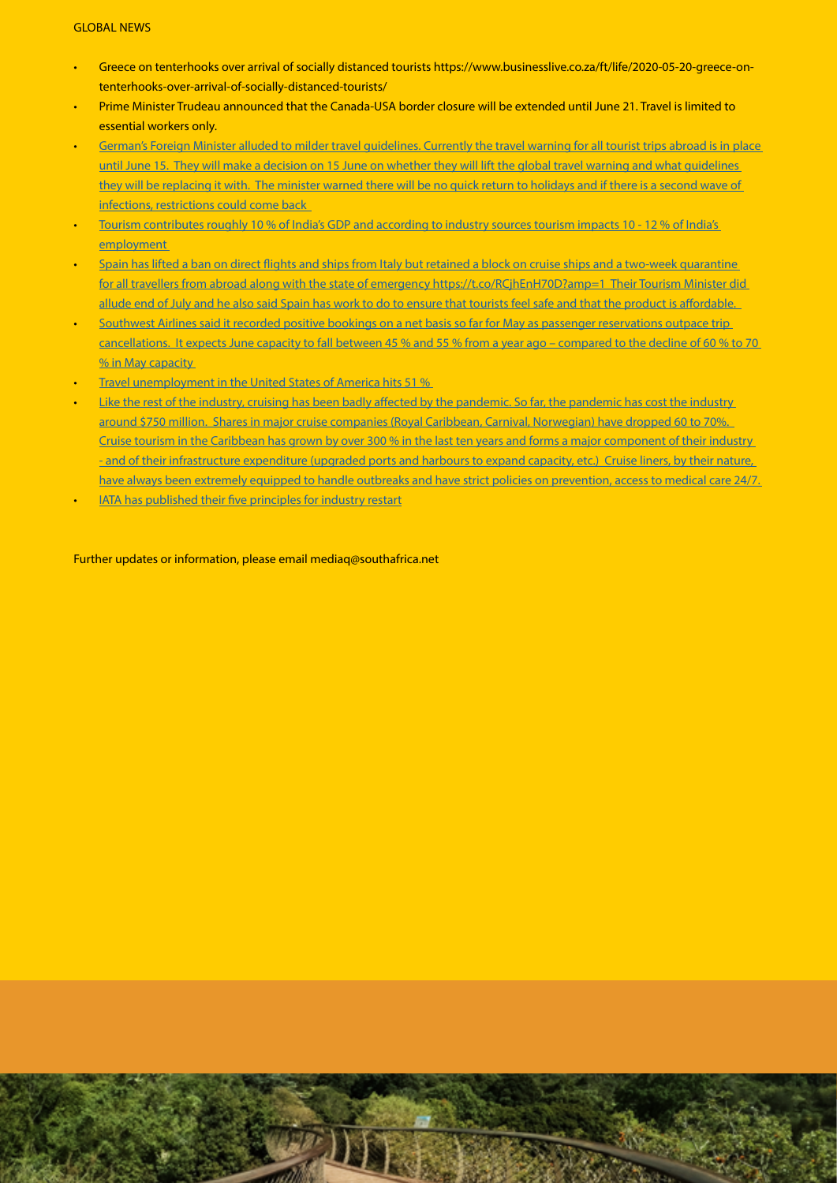GLOBAL NEWS

- Greece on tenterhooks over arrival of socially distanced tourists https://www.businesslive.co.za/ft/life/2020-05-20-greece-on-tenterhooks-over-arrival-of-socially-distanced-tourists/
- Prime Minister Trudeau announced that the Canada-USA border closure will be extended until June 21. Travel is limited to essential workers only.
- German's Foreign Minister alluded to milder travel guidelines. Currently the travel warning for all tourist trips abroad is in place until June 15. They will make a decision on 15 June on whether they will lift the global travel warning and what guidelines they will be replacing it with. The minister warned there will be no quick return to holidays and if there is a second wave of infections, restrictions could come back
- Tourism contributes roughly 10 % of India's GDP and according to industry sources tourism impacts 10 - 12 % of India's employment
- Spain has lifted a ban on direct flights and ships from Italy but retained a block on cruise ships and a two-week quarantine for all travellers from abroad along with the state of emergency https://t.co/RCjhEnH70D?amp=1 Their Tourism Minister did allude end of July and he also said Spain has work to do to ensure that tourists feel safe and that the product is affordable.
- Southwest Airlines said it recorded positive bookings on a net basis so far for May as passenger reservations outpace trip cancellations. It expects June capacity to fall between 45 % and 55 % from a year ago – compared to the decline of 60 % to 70 % in May capacity
- Travel unemployment in the United States of America hits 51 %
- Like the rest of the industry, cruising has been badly affected by the pandemic. So far, the pandemic has cost the industry around $750 million. Shares in major cruise companies (Royal Caribbean, Carnival, Norwegian) have dropped 60 to 70%. Cruise tourism in the Caribbean has grown by over 300 % in the last ten years and forms a major component of their industry - and of their infrastructure expenditure (upgraded ports and harbours to expand capacity, etc.) Cruise liners, by their nature, have always been extremely equipped to handle outbreaks and have strict policies on prevention, access to medical care 24/7.
- IATA has published their five principles for industry restart

Further updates or information, please email mediaq@southafrica.net